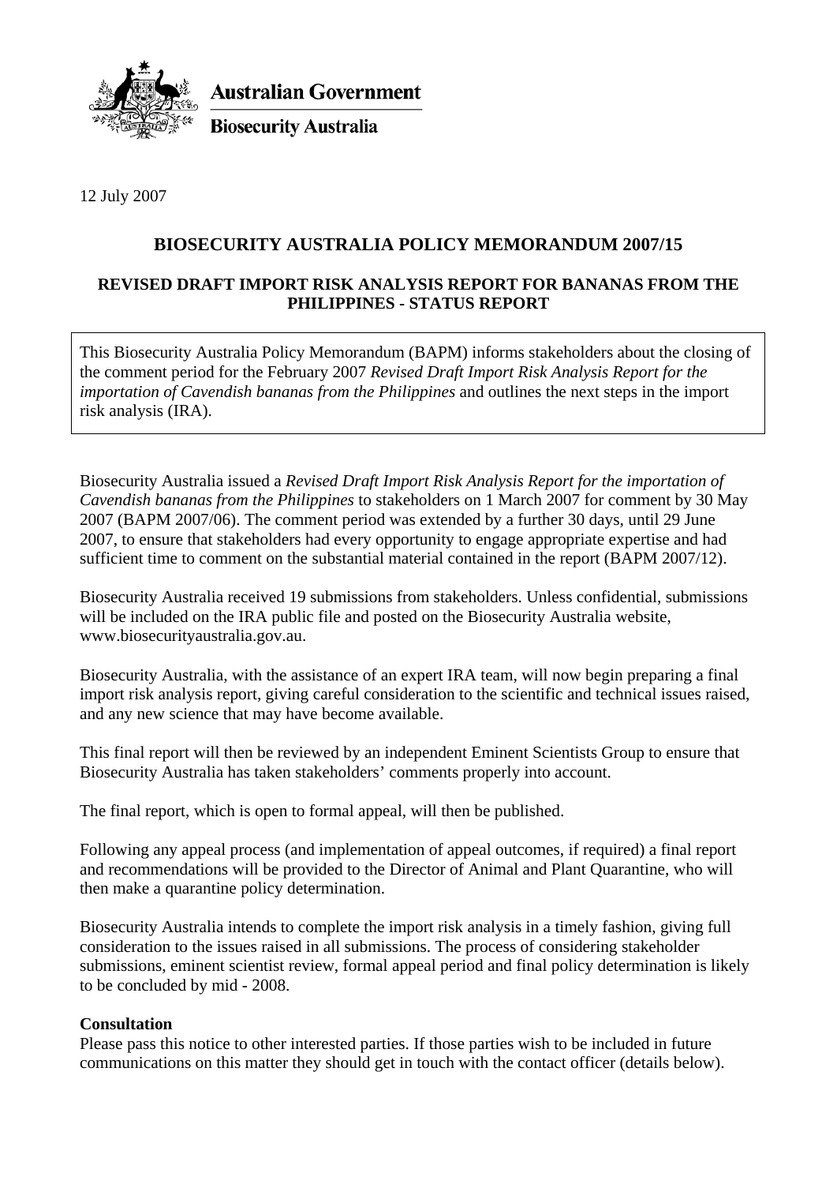Australian Government

Biosecurity Australia

12 July 2007

# BIOSECURITY AUSTRALIA POLICY MEMORANDUM 2007/15

## REVISED DRAFT IMPORT RISK ANALYSIS REPORT FOR BANANAS FROM THE PHILIPPINES - STATUS REPORT

This Biosecurity Australia Policy Memorandum (BAPM) informs stakeholders about the closing of the comment period for the February 2007 *Revised Draft Import Risk Analysis Report for the importation of Cavendish bananas from the Philippines* and outlines the next steps in the import risk analysis (IRA).

Biosecurity Australia issued a *Revised Draft Import Risk Analysis Report for the importation of Cavendish bananas from the Philippines* to stakeholders on 1 March 2007 for comment by 30 May 2007 (BAPM 2007/06). The comment period was extended by a further 30 days, until 29 June 2007, to ensure that stakeholders had every opportunity to engage appropriate expertise and had sufficient time to comment on the substantial material contained in the report (BAPM 2007/12).

Biosecurity Australia received 19 submissions from stakeholders. Unless confidential, submissions will be included on the IRA public file and posted on the Biosecurity Australia website, www.biosecurityaustralia.gov.au.

Biosecurity Australia, with the assistance of an expert IRA team, will now begin preparing a final import risk analysis report, giving careful consideration to the scientific and technical issues raised, and any new science that may have become available.

This final report will then be reviewed by an independent Eminent Scientists Group to ensure that Biosecurity Australia has taken stakeholders' comments properly into account.

The final report, which is open to formal appeal, will then be published.

Following any appeal process (and implementation of appeal outcomes, if required) a final report and recommendations will be provided to the Director of Animal and Plant Quarantine, who will then make a quarantine policy determination.

Biosecurity Australia intends to complete the import risk analysis in a timely fashion, giving full consideration to the issues raised in all submissions. The process of considering stakeholder submissions, eminent scientist review, formal appeal period and final policy determination is likely to be concluded by mid - 2008.

**Consultation**

Please pass this notice to other interested parties. If those parties wish to be included in future communications on this matter they should get in touch with the contact officer (details below).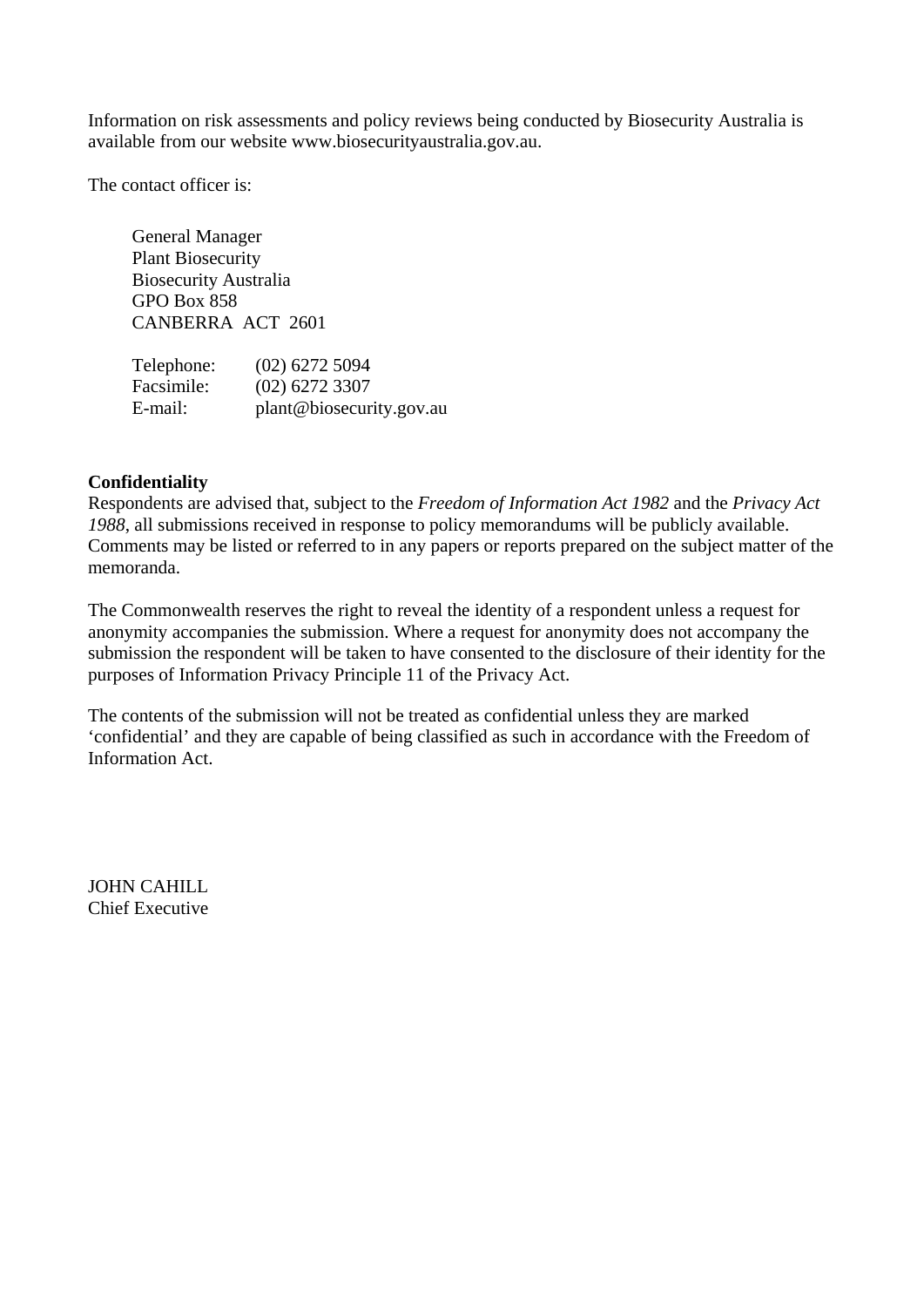Information on risk assessments and policy reviews being conducted by Biosecurity Australia is available from our website www.biosecurityaustralia.gov.au.

The contact officer is:

General Manager
Plant Biosecurity
Biosecurity Australia
GPO Box 858
CANBERRA ACT 2601

| | |
|---|---|
| Telephone: | (02) 6272 5094 |
| Facsimile: | (02) 6272 3307 |
| E-mail: | plant@biosecurity.gov.au |

**Confidentiality**

Respondents are advised that, subject to the *Freedom of Information Act 1982* and the *Privacy Act 1988*, all submissions received in response to policy memorandums will be publicly available. Comments may be listed or referred to in any papers or reports prepared on the subject matter of the memoranda.

The Commonwealth reserves the right to reveal the identity of a respondent unless a request for anonymity accompanies the submission. Where a request for anonymity does not accompany the submission the respondent will be taken to have consented to the disclosure of their identity for the purposes of Information Privacy Principle 11 of the Privacy Act.

The contents of the submission will not be treated as confidential unless they are marked 'confidential' and they are capable of being classified as such in accordance with the Freedom of Information Act.

JOHN CAHILL
Chief Executive